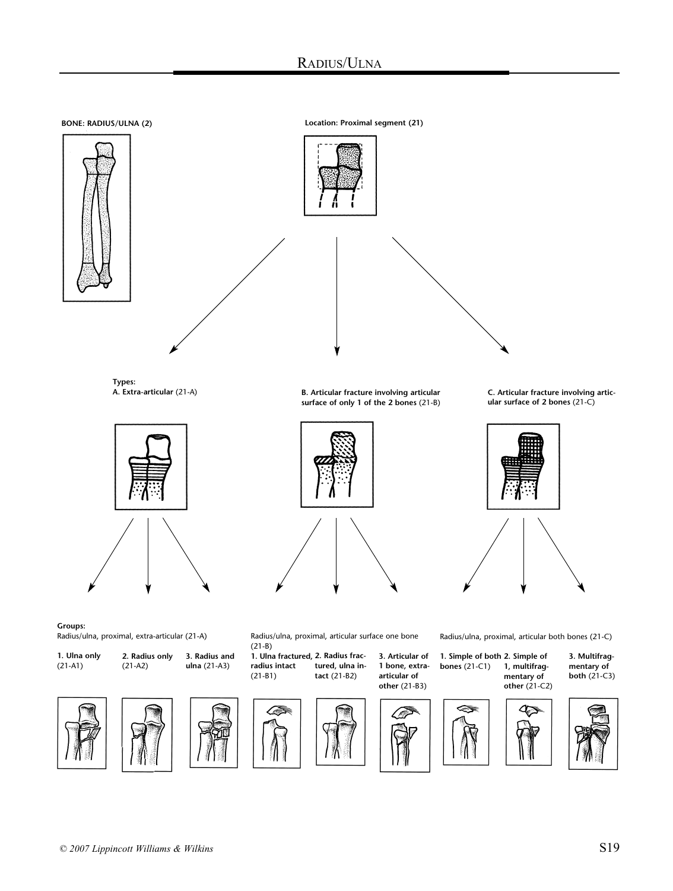# Radius/Ulna

**BONE: RADIUS/ULNA (2)**

**Location: Proximal segment (21)**

**Types:**

**A. Extra-articular** (21-A)

**B. Articular fracture involving articular surface of only 1 of the 2 bones** (21-B)

**C. Articular fracture involving articular surface of 2 bones** (21-C)

**Groups:**

Radius/ulna, proximal, extra-articular (21-A)

**1. Ulna only** (21-A1)

**2. Radius only** (21-A2)

**3. Radius and ulna** (21-A3)

Radius/ulna, proximal, articular surface one bone (21-B)

**1. Ulna fractured, radius intact** (21-B1)

**2. Radius fractured, ulna intact** (21-B2)

**3. Articular of 1 bone, extra-articular of other** (21-B3)

Radius/ulna, proximal, articular both bones (21-C)

**1. Simple of both bones** (21-C1)

**2. Simple of 1, multifragmentary of other** (21-C2)

**3. Multifragmentary of both** (21-C3)

© 2007 Lippincott Williams & Wilkins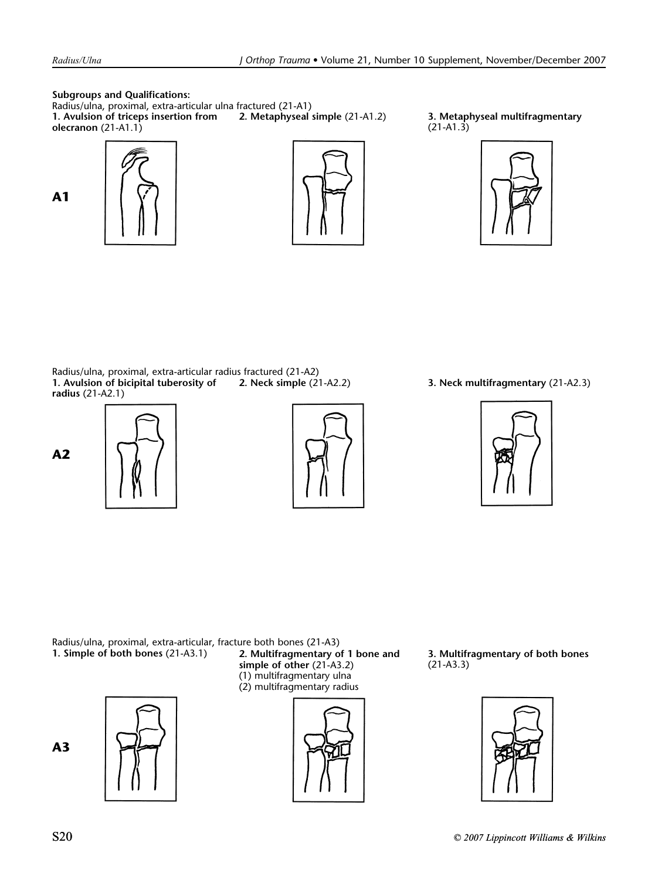**Subgroups and Qualifications:**

Radius/ulna, proximal, extra-articular ulna fractured (21-A1)

**A1**

**1. Avulsion of triceps insertion from olecranon** (21-A1.1)

**2. Metaphyseal simple** (21-A1.2)

**3. Metaphyseal multifragmentary** (21-A1.3)

Radius/ulna, proximal, extra-articular radius fractured (21-A2)

**A2**

**1. Avulsion of bicipital tuberosity of radius** (21-A2.1)

**2. Neck simple** (21-A2.2)

**3. Neck multifragmentary** (21-A2.3)

Radius/ulna, proximal, extra-articular, fracture both bones (21-A3)

**A3**

**1. Simple of both bones** (21-A3.1)

**2. Multifragmentary of 1 bone and simple of other** (21-A3.2)
(1) multifragmentary ulna
(2) multifragmentary radius

**3. Multifragmentary of both bones** (21-A3.3)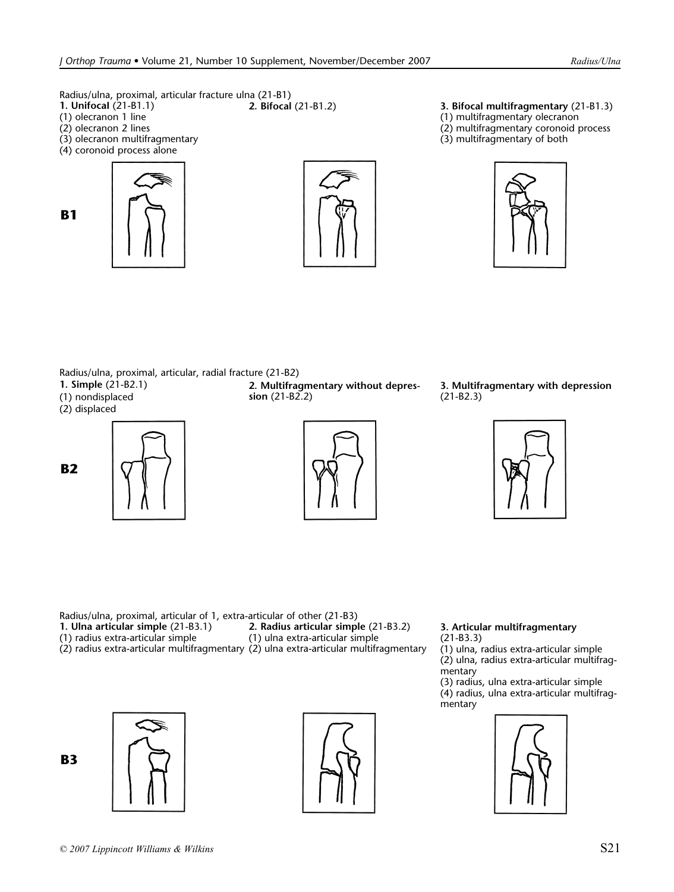Radius/ulna, proximal, articular fracture ulna (21-B1)

**B1**

**1. Unifocal** (21-B1.1)
(1) olecranon 1 line
(2) olecranon 2 lines
(3) olecranon multifragmentary
(4) coronoid process alone

**2. Bifocal** (21-B1.2)

**3. Bifocal multifragmentary** (21-B1.3)
(1) multifragmentary olecranon
(2) multifragmentary coronoid process
(3) multifragmentary of both

Radius/ulna, proximal, articular, radial fracture (21-B2)

**B2**

**1. Simple** (21-B2.1)
(1) nondisplaced
(2) displaced

**2. Multifragmentary without depression** (21-B2.2)

**3. Multifragmentary with depression** (21-B2.3)

Radius/ulna, proximal, articular of 1, extra-articular of other (21-B3)

**B3**

**1. Ulna articular simple** (21-B3.1)
(1) radius extra-articular simple
(2) radius extra-articular multifragmentary

**2. Radius articular simple** (21-B3.2)
(1) ulna extra-articular simple
(2) ulna extra-articular multifragmentary

**3. Articular multifragmentary** (21-B3.3)
(1) ulna, radius extra-articular simple
(2) ulna, radius extra-articular multifragmentary
(3) radius, ulna extra-articular simple
(4) radius, ulna extra-articular multifragmentary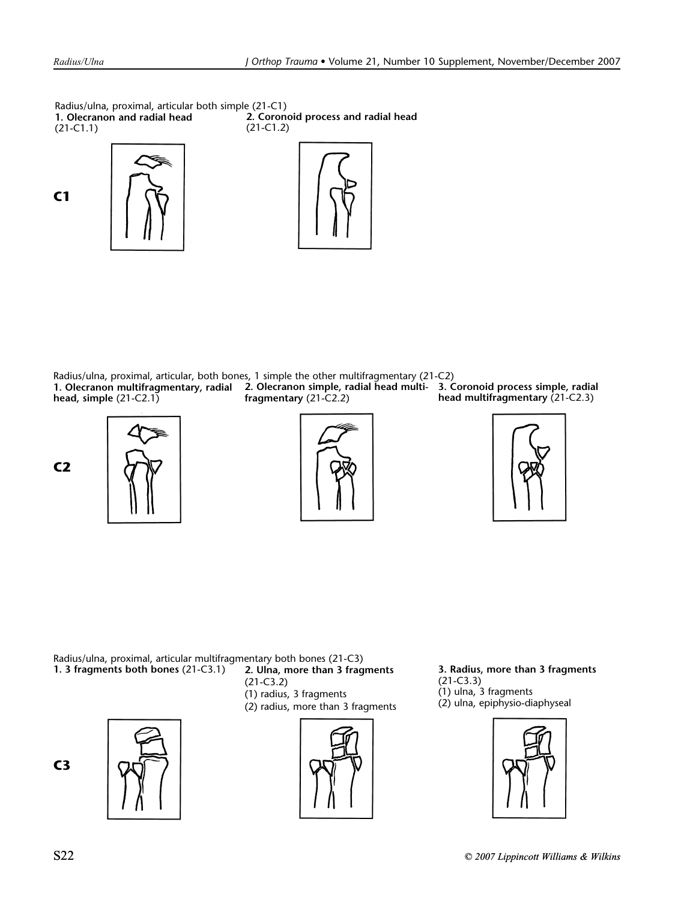Radius/ulna, proximal, articular both simple (21-C1)

**C1**

**1. Olecranon and radial head** (21-C1.1)

**2. Coronoid process and radial head** (21-C1.2)

Radius/ulna, proximal, articular, both bones, 1 simple the other multifragmentary (21-C2)

**C2**

**1. Olecranon multifragmentary, radial head, simple** (21-C2.1)

**2. Olecranon simple, radial head multifragmentary** (21-C2.2)

**3. Coronoid process simple, radial head multifragmentary** (21-C2.3)

Radius/ulna, proximal, articular multifragmentary both bones (21-C3)

**C3**

**1. 3 fragments both bones** (21-C3.1)

**2. Ulna, more than 3 fragments** (21-C3.2)
(1) radius, 3 fragments
(2) radius, more than 3 fragments

**3. Radius, more than 3 fragments** (21-C3.3)
(1) ulna, 3 fragments
(2) ulna, epiphysio-diaphyseal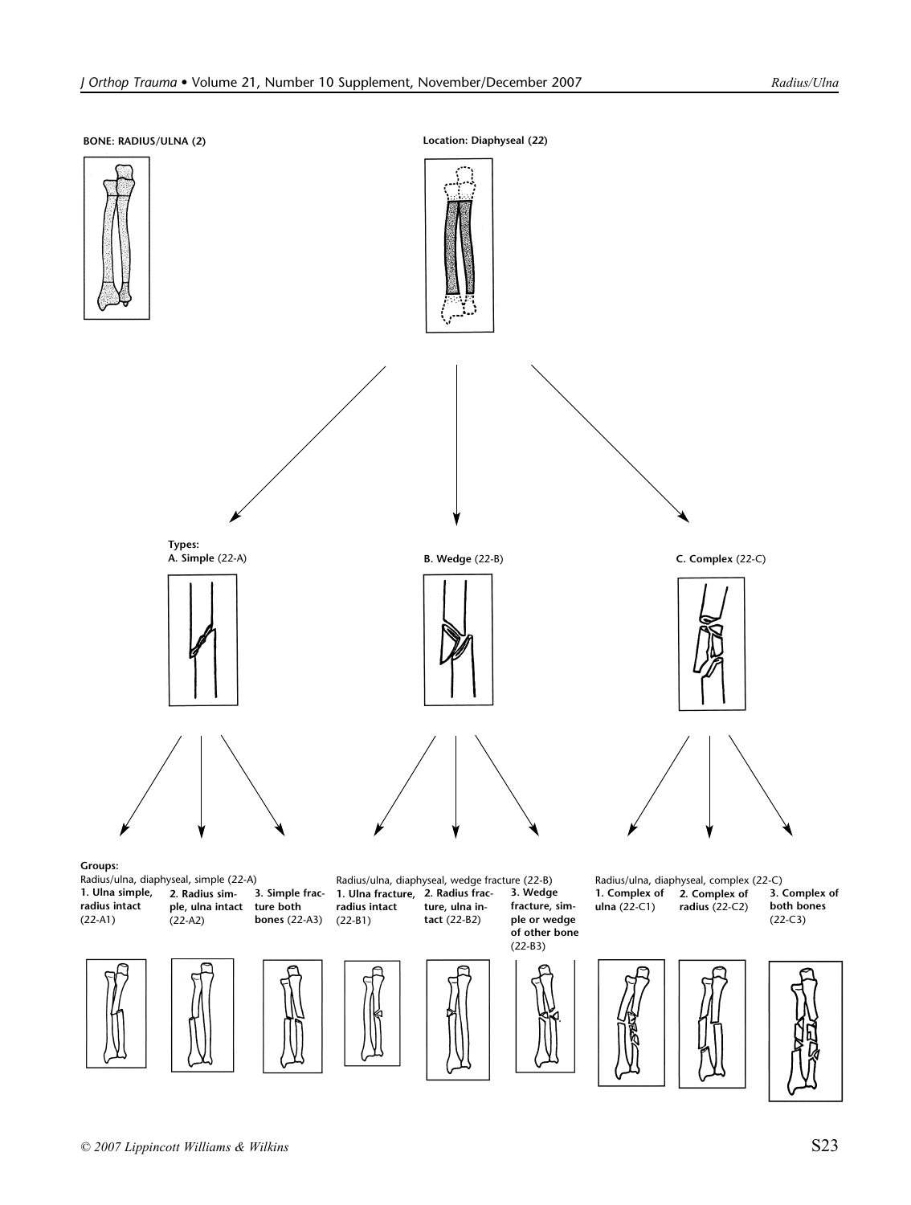**BONE: RADIUS/ULNA (2)**

**Location: Diaphyseal (22)**

**Types:**

**A. Simple** (22-A)

**B. Wedge** (22-B)

**C. Complex** (22-C)

**Groups:**

Radius/ulna, diaphyseal, simple (22-A)

**1. Ulna simple, radius intact** (22-A1)

**2. Radius simple, ulna intact** (22-A2)

**3. Simple fracture both bones** (22-A3)

Radius/ulna, diaphyseal, wedge fracture (22-B)

**1. Ulna fracture, radius intact** (22-B1)

**2. Radius fracture, ulna intact** (22-B2)

**3. Wedge fracture, simple or wedge of other bone** (22-B3)

Radius/ulna, diaphyseal, complex (22-C)

**1. Complex of ulna** (22-C1)

**2. Complex of radius** (22-C2)

**3. Complex of both bones** (22-C3)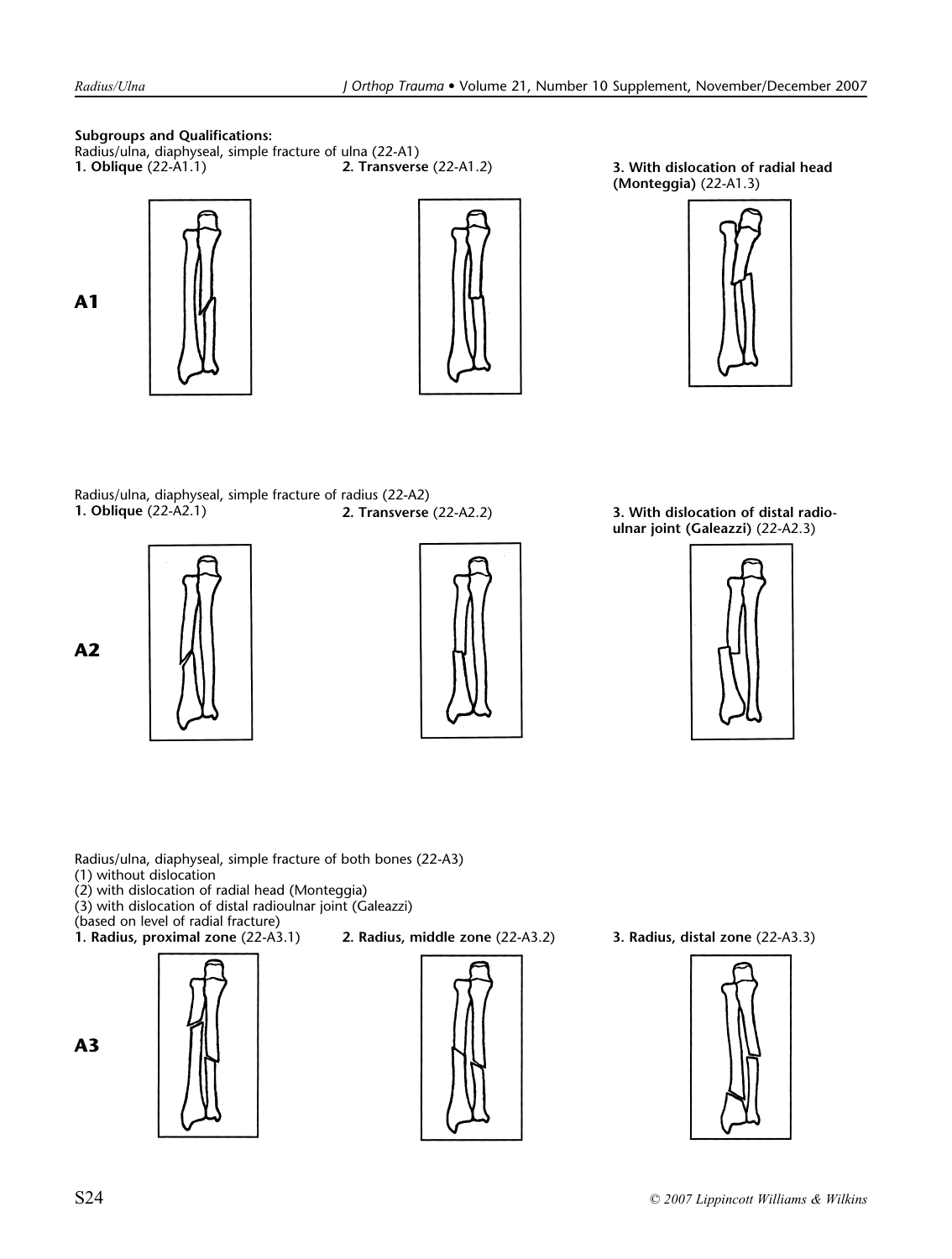**Subgroups and Qualifications:**

Radius/ulna, diaphyseal, simple fracture of ulna (22-A1)

**A1**

**1. Oblique** (22-A1.1)

**2. Transverse** (22-A1.2)

**3. With dislocation of radial head (Monteggia)** (22-A1.3)

Radius/ulna, diaphyseal, simple fracture of radius (22-A2)

**A2**

**1. Oblique** (22-A2.1)

**2. Transverse** (22-A2.2)

**3. With dislocation of distal radio-ulnar joint (Galeazzi)** (22-A2.3)

Radius/ulna, diaphyseal, simple fracture of both bones (22-A3)
(1) without dislocation
(2) with dislocation of radial head (Monteggia)
(3) with dislocation of distal radioulnar joint (Galeazzi)
(based on level of radial fracture)

**A3**

**1. Radius, proximal zone** (22-A3.1)

**2. Radius, middle zone** (22-A3.2)

**3. Radius, distal zone** (22-A3.3)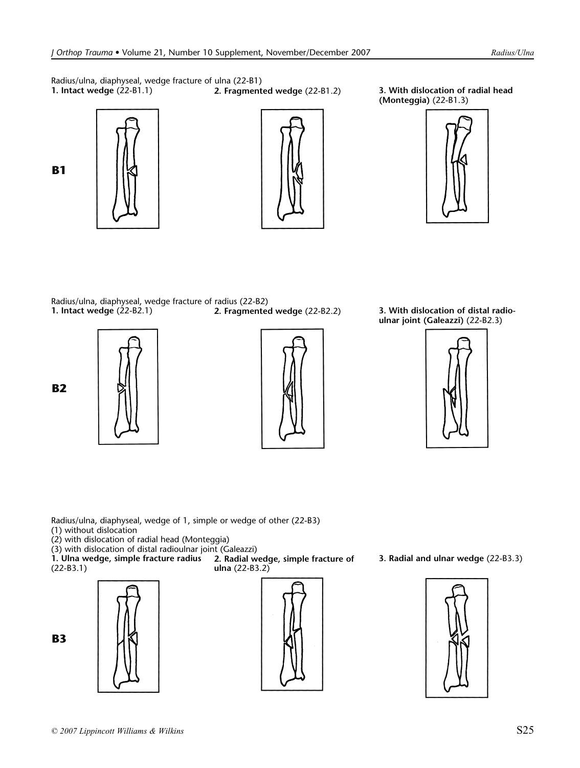Radius/ulna, diaphyseal, wedge fracture of ulna (22-B1)

**B1**

**1. Intact wedge** (22-B1.1)

**2. Fragmented wedge** (22-B1.2)

**3. With dislocation of radial head (Monteggia)** (22-B1.3)

Radius/ulna, diaphyseal, wedge fracture of radius (22-B2)

**B2**

**1. Intact wedge** (22-B2.1)

**2. Fragmented wedge** (22-B2.2)

**3. With dislocation of distal radio-ulnar joint (Galeazzi)** (22-B2.3)

Radius/ulna, diaphyseal, wedge of 1, simple or wedge of other (22-B3)

(1) without dislocation

(2) with dislocation of radial head (Monteggia)

(3) with dislocation of distal radioulnar joint (Galeazzi)

**B3**

**1. Ulna wedge, simple fracture radius** (22-B3.1)

**2. Radial wedge, simple fracture of ulna** (22-B3.2)

**3. Radial and ulnar wedge** (22-B3.3)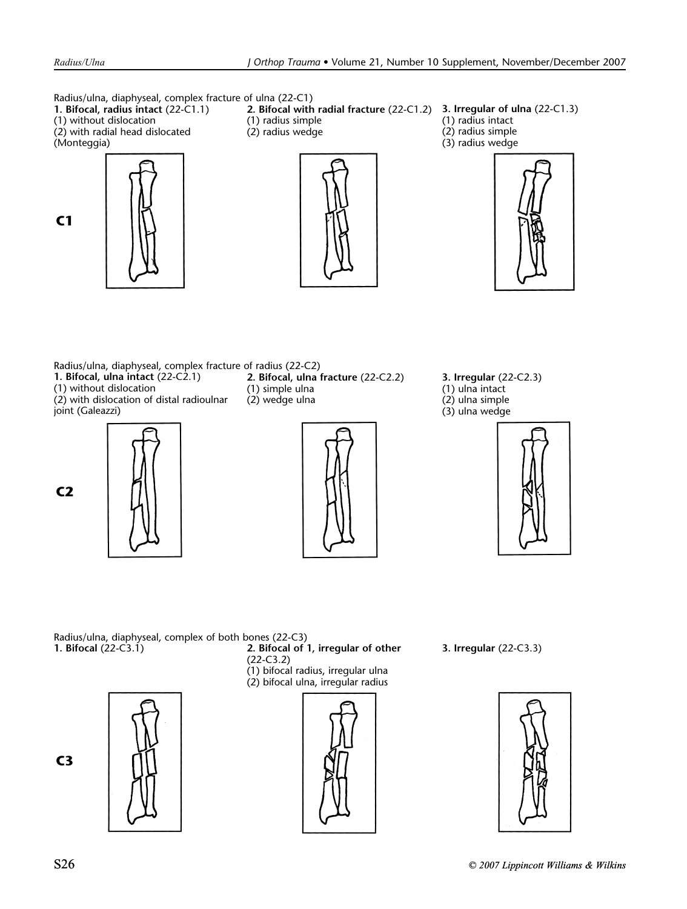Radius/ulna, diaphyseal, complex fracture of ulna (22-C1)

**C1**

**1. Bifocal, radius intact** (22-C1.1)
(1) without dislocation
(2) with radial head dislocated (Monteggia)

**2. Bifocal with radial fracture** (22-C1.2)
(1) radius simple
(2) radius wedge

**3. Irregular of ulna** (22-C1.3)
(1) radius intact
(2) radius simple
(3) radius wedge

Radius/ulna, diaphyseal, complex fracture of radius (22-C2)

**C2**

**1. Bifocal, ulna intact** (22-C2.1)
(1) without dislocation
(2) with dislocation of distal radioulnar joint (Galeazzi)

**2. Bifocal, ulna fracture** (22-C2.2)
(1) simple ulna
(2) wedge ulna

**3. Irregular** (22-C2.3)
(1) ulna intact
(2) ulna simple
(3) ulna wedge

Radius/ulna, diaphyseal, complex of both bones (22-C3)

**C3**

**1. Bifocal** (22-C3.1)

**2. Bifocal of 1, irregular of other** (22-C3.2)
(1) bifocal radius, irregular ulna
(2) bifocal ulna, irregular radius

**3. Irregular** (22-C3.3)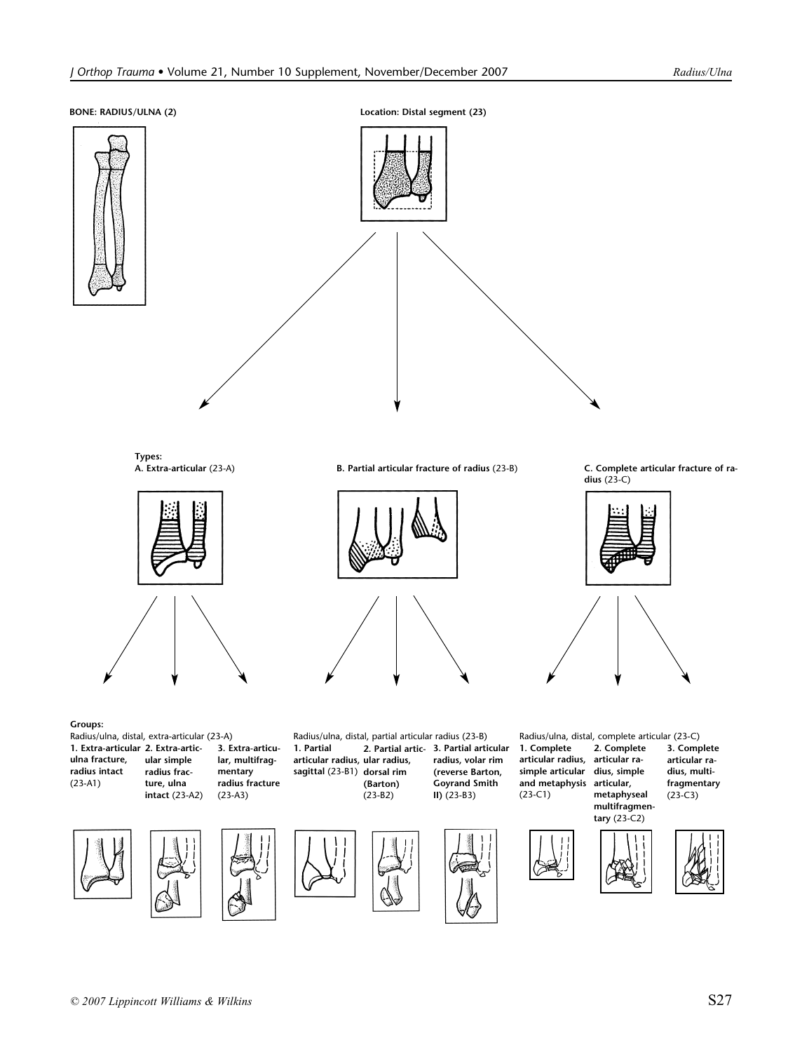**BONE: RADIUS/ULNA (2)**

**Location: Distal segment (23)**

**Types:**

**A. Extra-articular** (23-A)

**B. Partial articular fracture of radius** (23-B)

**C. Complete articular fracture of radius** (23-C)

**Groups:**

Radius/ulna, distal, extra-articular (23-A)

**1. Extra-articular ulna fracture, radius intact** (23-A1)

**2. Extra-articular simple radius fracture, ulna intact** (23-A2)

**3. Extra-articular, multifragmentary radius fracture** (23-A3)

Radius/ulna, distal, partial articular radius (23-B)

**1. Partial articular radius, sagittal** (23-B1)

**2. Partial articular radius, dorsal rim (Barton)** (23-B2)

**3. Partial articular radius, volar rim (reverse Barton, Goyrand Smith II)** (23-B3)

Radius/ulna, distal, complete articular (23-C)

**1. Complete articular radius, simple articular and metaphysis** (23-C1)

**2. Complete articular radius, simple articular, metaphyseal multifragmentary** (23-C2)

**3. Complete articular radius, multifragmentary** (23-C3)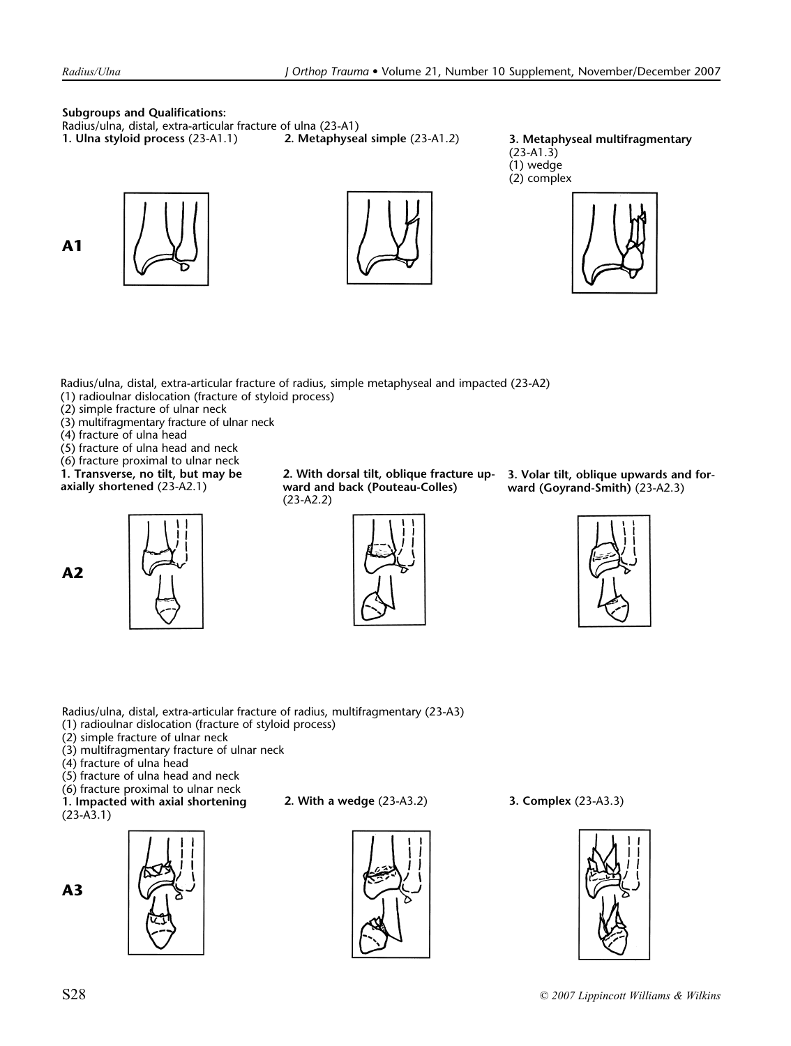**Subgroups and Qualifications:**

Radius/ulna, distal, extra-articular fracture of ulna (23-A1)

**A1**

**1. Ulna styloid process** (23-A1.1)

**2. Metaphyseal simple** (23-A1.2)

**3. Metaphyseal multifragmentary** (23-A1.3)
(1) wedge
(2) complex

Radius/ulna, distal, extra-articular fracture of radius, simple metaphyseal and impacted (23-A2)
(1) radioulnar dislocation (fracture of styloid process)
(2) simple fracture of ulnar neck
(3) multifragmentary fracture of ulnar neck
(4) fracture of ulna head
(5) fracture of ulna head and neck
(6) fracture proximal to ulnar neck

**A2**

**1. Transverse, no tilt, but may be axially shortened** (23-A2.1)

**2. With dorsal tilt, oblique fracture upward and back (Pouteau-Colles)** (23-A2.2)

**3. Volar tilt, oblique upwards and forward (Goyrand-Smith)** (23-A2.3)

Radius/ulna, distal, extra-articular fracture of radius, multifragmentary (23-A3)
(1) radioulnar dislocation (fracture of styloid process)
(2) simple fracture of ulnar neck
(3) multifragmentary fracture of ulnar neck
(4) fracture of ulna head
(5) fracture of ulna head and neck
(6) fracture proximal to ulnar neck

**A3**

**1. Impacted with axial shortening** (23-A3.1)

**2. With a wedge** (23-A3.2)

**3. Complex** (23-A3.3)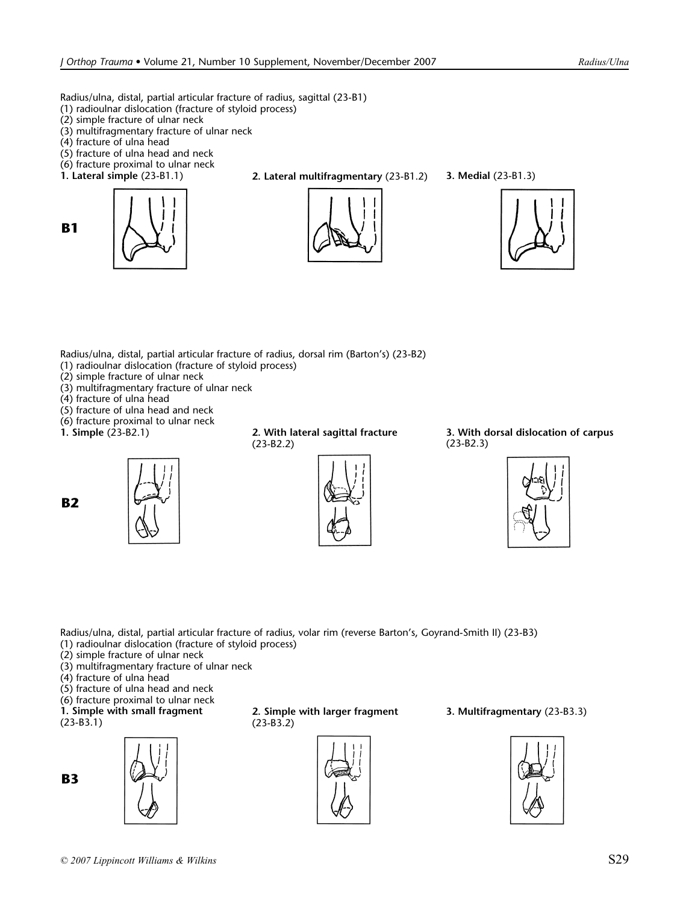Radius/ulna, distal, partial articular fracture of radius, sagittal (23-B1)
(1) radioulnar dislocation (fracture of styloid process)
(2) simple fracture of ulnar neck
(3) multifragmentary fracture of ulnar neck
(4) fracture of ulna head
(5) fracture of ulna head and neck
(6) fracture proximal to ulnar neck

**B1**

**1. Lateral simple** (23-B1.1)

**2. Lateral multifragmentary** (23-B1.2)

**3. Medial** (23-B1.3)

Radius/ulna, distal, partial articular fracture of radius, dorsal rim (Barton's) (23-B2)
(1) radioulnar dislocation (fracture of styloid process)
(2) simple fracture of ulnar neck
(3) multifragmentary fracture of ulnar neck
(4) fracture of ulna head
(5) fracture of ulna head and neck
(6) fracture proximal to ulnar neck

**B2**

**1. Simple** (23-B2.1)

**2. With lateral sagittal fracture** (23-B2.2)

**3. With dorsal dislocation of carpus** (23-B2.3)

Radius/ulna, distal, partial articular fracture of radius, volar rim (reverse Barton's, Goyrand-Smith II) (23-B3)
(1) radioulnar dislocation (fracture of styloid process)
(2) simple fracture of ulnar neck
(3) multifragmentary fracture of ulnar neck
(4) fracture of ulna head
(5) fracture of ulna head and neck
(6) fracture proximal to ulnar neck

**B3**

**1. Simple with small fragment** (23-B3.1)

**2. Simple with larger fragment** (23-B3.2)

**3. Multifragmentary** (23-B3.3)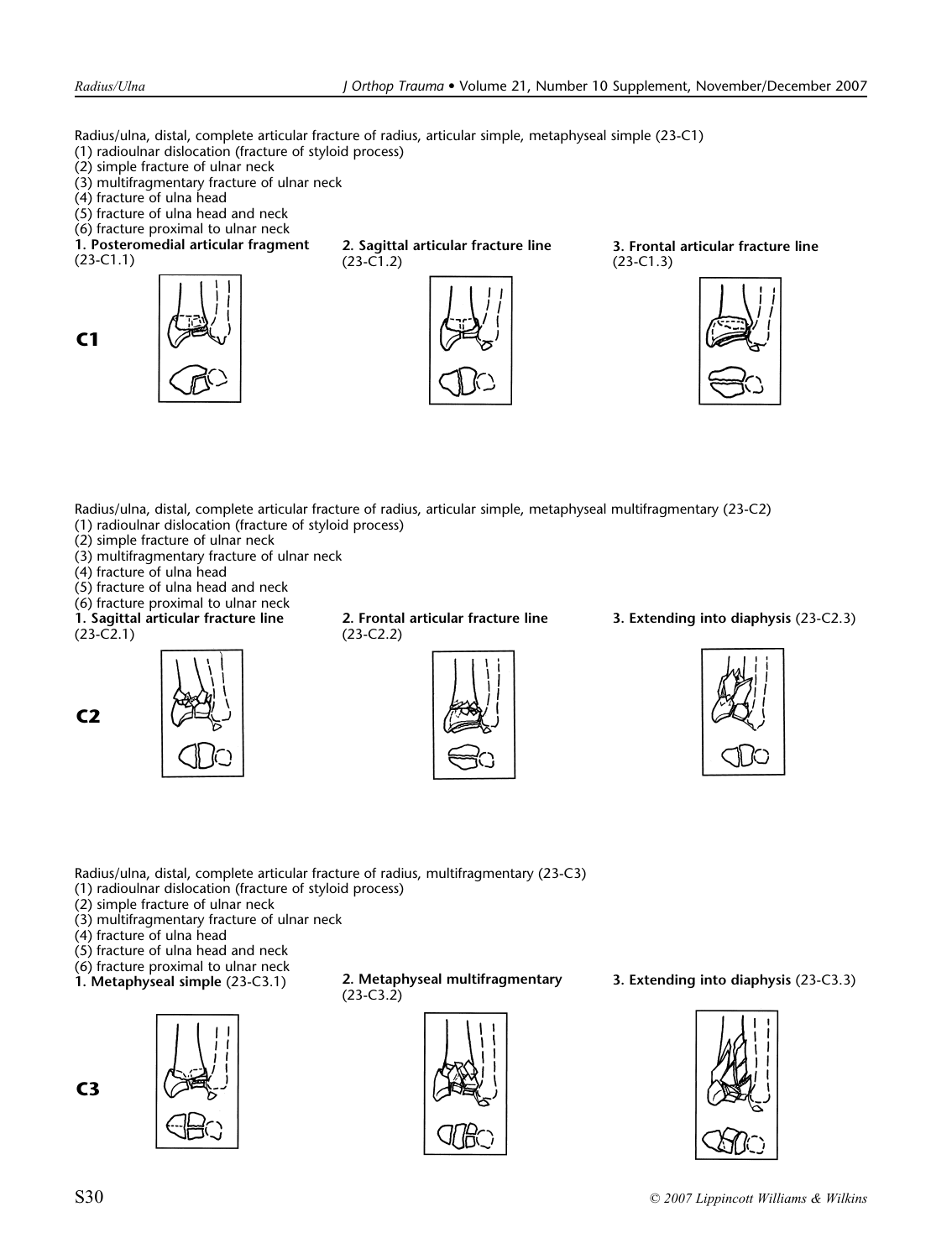Radius/ulna, distal, complete articular fracture of radius, articular simple, metaphyseal simple (23-C1)

(1) radioulnar dislocation (fracture of styloid process)
(2) simple fracture of ulnar neck
(3) multifragmentary fracture of ulnar neck
(4) fracture of ulna head
(5) fracture of ulna head and neck
(6) fracture proximal to ulnar neck

**C1**

**1. Posteromedial articular fragment** (23-C1.1)

**2. Sagittal articular fracture line** (23-C1.2)

**3. Frontal articular fracture line** (23-C1.3)

Radius/ulna, distal, complete articular fracture of radius, articular simple, metaphyseal multifragmentary (23-C2)

(1) radioulnar dislocation (fracture of styloid process)
(2) simple fracture of ulnar neck
(3) multifragmentary fracture of ulnar neck
(4) fracture of ulna head
(5) fracture of ulna head and neck
(6) fracture proximal to ulnar neck

**C2**

**1. Sagittal articular fracture line** (23-C2.1)

**2. Frontal articular fracture line** (23-C2.2)

**3. Extending into diaphysis** (23-C2.3)

Radius/ulna, distal, complete articular fracture of radius, multifragmentary (23-C3)

(1) radioulnar dislocation (fracture of styloid process)
(2) simple fracture of ulnar neck
(3) multifragmentary fracture of ulnar neck
(4) fracture of ulna head
(5) fracture of ulna head and neck
(6) fracture proximal to ulnar neck

**C3**

**1. Metaphyseal simple** (23-C3.1)

**2. Metaphyseal multifragmentary** (23-C3.2)

**3. Extending into diaphysis** (23-C3.3)